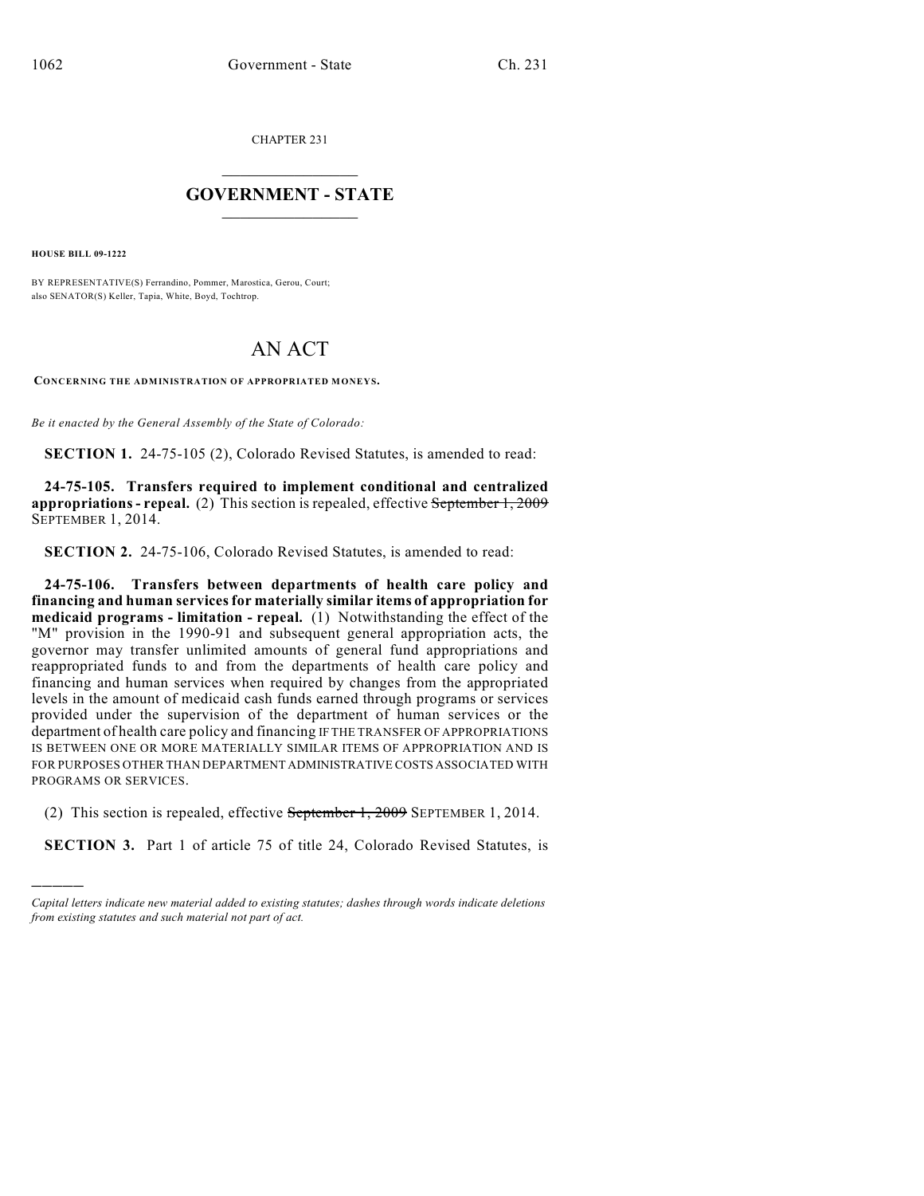CHAPTER 231

# GOVERNMENT - STATE

**HOUSE BILL 09-1222**

BY REPRESENTATIVE(S) Ferrandino, Pommer, Marostica, Gerou, Court; also SENATOR(S) Keller, Tapia, White, Boyd, Tochtrop.

# AN ACT

**CONCERNING THE ADMINISTRATION OF APPROPRIATED MONEYS.**

*Be it enacted by the General Assembly of the State of Colorado:*

**SECTION 1.** 24-75-105 (2), Colorado Revised Statutes, is amended to read:

**24-75-105. Transfers required to implement conditional and centralized appropriations - repeal.** (2) This section is repealed, effective ~~September 1, 2009~~ SEPTEMBER 1, 2014.

**SECTION 2.** 24-75-106, Colorado Revised Statutes, is amended to read:

**24-75-106. Transfers between departments of health care policy and financing and human services for materially similar items of appropriation for medicaid programs - limitation - repeal.** (1) Notwithstanding the effect of the "M" provision in the 1990-91 and subsequent general appropriation acts, the governor may transfer unlimited amounts of general fund appropriations and reappropriated funds to and from the departments of health care policy and financing and human services when required by changes from the appropriated levels in the amount of medicaid cash funds earned through programs or services provided under the supervision of the department of human services or the department of health care policy and financing IF THE TRANSFER OF APPROPRIATIONS IS BETWEEN ONE OR MORE MATERIALLY SIMILAR ITEMS OF APPROPRIATION AND IS FOR PURPOSES OTHER THAN DEPARTMENT ADMINISTRATIVE COSTS ASSOCIATED WITH PROGRAMS OR SERVICES.

(2) This section is repealed, effective ~~September 1, 2009~~ SEPTEMBER 1, 2014.

**SECTION 3.** Part 1 of article 75 of title 24, Colorado Revised Statutes, is

---

*Capital letters indicate new material added to existing statutes; dashes through words indicate deletions from existing statutes and such material not part of act.*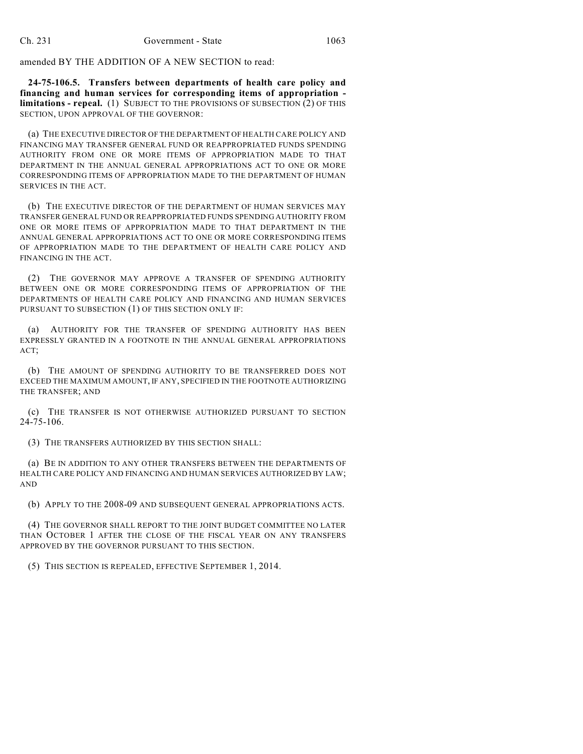amended BY THE ADDITION OF A NEW SECTION to read:

**24-75-106.5. Transfers between departments of health care policy and financing and human services for corresponding items of appropriation - limitations - repeal.** (1) SUBJECT TO THE PROVISIONS OF SUBSECTION (2) OF THIS SECTION, UPON APPROVAL OF THE GOVERNOR:

(a) THE EXECUTIVE DIRECTOR OF THE DEPARTMENT OF HEALTH CARE POLICY AND FINANCING MAY TRANSFER GENERAL FUND OR REAPPROPRIATED FUNDS SPENDING AUTHORITY FROM ONE OR MORE ITEMS OF APPROPRIATION MADE TO THAT DEPARTMENT IN THE ANNUAL GENERAL APPROPRIATIONS ACT TO ONE OR MORE CORRESPONDING ITEMS OF APPROPRIATION MADE TO THE DEPARTMENT OF HUMAN SERVICES IN THE ACT.

(b) THE EXECUTIVE DIRECTOR OF THE DEPARTMENT OF HUMAN SERVICES MAY TRANSFER GENERAL FUND OR REAPPROPRIATED FUNDS SPENDING AUTHORITY FROM ONE OR MORE ITEMS OF APPROPRIATION MADE TO THAT DEPARTMENT IN THE ANNUAL GENERAL APPROPRIATIONS ACT TO ONE OR MORE CORRESPONDING ITEMS OF APPROPRIATION MADE TO THE DEPARTMENT OF HEALTH CARE POLICY AND FINANCING IN THE ACT.

(2) THE GOVERNOR MAY APPROVE A TRANSFER OF SPENDING AUTHORITY BETWEEN ONE OR MORE CORRESPONDING ITEMS OF APPROPRIATION OF THE DEPARTMENTS OF HEALTH CARE POLICY AND FINANCING AND HUMAN SERVICES PURSUANT TO SUBSECTION (1) OF THIS SECTION ONLY IF:

(a) AUTHORITY FOR THE TRANSFER OF SPENDING AUTHORITY HAS BEEN EXPRESSLY GRANTED IN A FOOTNOTE IN THE ANNUAL GENERAL APPROPRIATIONS ACT;

(b) THE AMOUNT OF SPENDING AUTHORITY TO BE TRANSFERRED DOES NOT EXCEED THE MAXIMUM AMOUNT, IF ANY, SPECIFIED IN THE FOOTNOTE AUTHORIZING THE TRANSFER; AND

(c) THE TRANSFER IS NOT OTHERWISE AUTHORIZED PURSUANT TO SECTION 24-75-106.

(3) THE TRANSFERS AUTHORIZED BY THIS SECTION SHALL:

(a) BE IN ADDITION TO ANY OTHER TRANSFERS BETWEEN THE DEPARTMENTS OF HEALTH CARE POLICY AND FINANCING AND HUMAN SERVICES AUTHORIZED BY LAW; AND

(b) APPLY TO THE 2008-09 AND SUBSEQUENT GENERAL APPROPRIATIONS ACTS.

(4) THE GOVERNOR SHALL REPORT TO THE JOINT BUDGET COMMITTEE NO LATER THAN OCTOBER 1 AFTER THE CLOSE OF THE FISCAL YEAR ON ANY TRANSFERS APPROVED BY THE GOVERNOR PURSUANT TO THIS SECTION.

(5) THIS SECTION IS REPEALED, EFFECTIVE SEPTEMBER 1, 2014.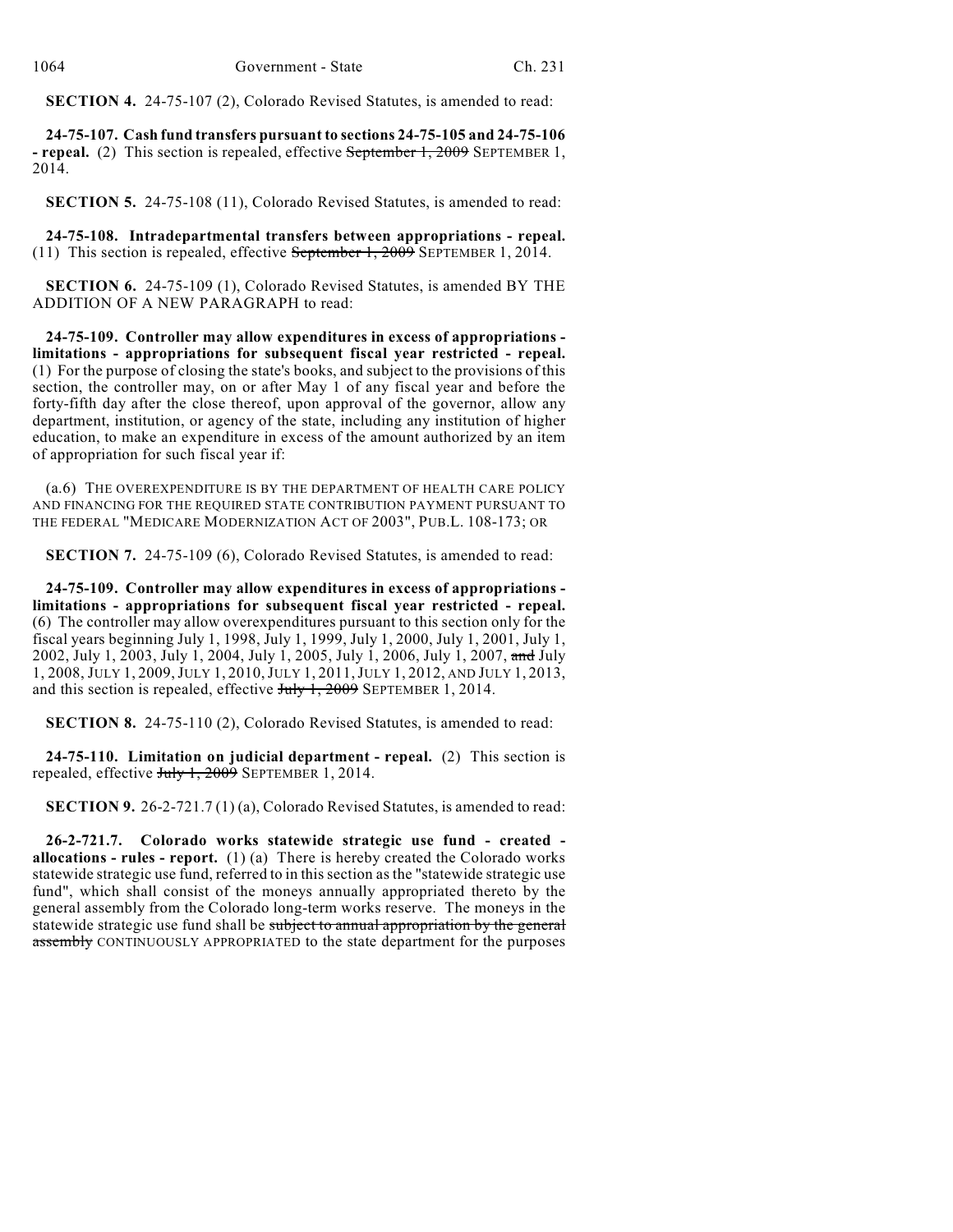**SECTION 4.** 24-75-107 (2), Colorado Revised Statutes, is amended to read:

**24-75-107. Cash fund transfers pursuant to sections 24-75-105 and 24-75-106 - repeal.** (2) This section is repealed, effective ~~September 1, 2009~~ SEPTEMBER 1, 2014.

**SECTION 5.** 24-75-108 (11), Colorado Revised Statutes, is amended to read:

**24-75-108. Intradepartmental transfers between appropriations - repeal.** (11) This section is repealed, effective ~~September 1, 2009~~ SEPTEMBER 1, 2014.

**SECTION 6.** 24-75-109 (1), Colorado Revised Statutes, is amended BY THE ADDITION OF A NEW PARAGRAPH to read:

**24-75-109. Controller may allow expenditures in excess of appropriations - limitations - appropriations for subsequent fiscal year restricted - repeal.** (1) For the purpose of closing the state's books, and subject to the provisions of this section, the controller may, on or after May 1 of any fiscal year and before the forty-fifth day after the close thereof, upon approval of the governor, allow any department, institution, or agency of the state, including any institution of higher education, to make an expenditure in excess of the amount authorized by an item of appropriation for such fiscal year if:

(a.6) THE OVEREXPENDITURE IS BY THE DEPARTMENT OF HEALTH CARE POLICY AND FINANCING FOR THE REQUIRED STATE CONTRIBUTION PAYMENT PURSUANT TO THE FEDERAL "MEDICARE MODERNIZATION ACT OF 2003", PUB.L. 108-173; OR

**SECTION 7.** 24-75-109 (6), Colorado Revised Statutes, is amended to read:

**24-75-109. Controller may allow expenditures in excess of appropriations - limitations - appropriations for subsequent fiscal year restricted - repeal.** (6) The controller may allow overexpenditures pursuant to this section only for the fiscal years beginning July 1, 1998, July 1, 1999, July 1, 2000, July 1, 2001, July 1, 2002, July 1, 2003, July 1, 2004, July 1, 2005, July 1, 2006, July 1, 2007, ~~and~~ July 1, 2008, JULY 1, 2009, JULY 1, 2010, JULY 1, 2011, JULY 1, 2012, AND JULY 1, 2013, and this section is repealed, effective ~~July 1, 2009~~ SEPTEMBER 1, 2014.

**SECTION 8.** 24-75-110 (2), Colorado Revised Statutes, is amended to read:

**24-75-110. Limitation on judicial department - repeal.** (2) This section is repealed, effective ~~July 1, 2009~~ SEPTEMBER 1, 2014.

**SECTION 9.** 26-2-721.7 (1) (a), Colorado Revised Statutes, is amended to read:

**26-2-721.7. Colorado works statewide strategic use fund - created - allocations - rules - report.** (1) (a) There is hereby created the Colorado works statewide strategic use fund, referred to in this section as the "statewide strategic use fund", which shall consist of the moneys annually appropriated thereto by the general assembly from the Colorado long-term works reserve. The moneys in the statewide strategic use fund shall be ~~subject to annual appropriation by the general assembly~~ CONTINUOUSLY APPROPRIATED to the state department for the purposes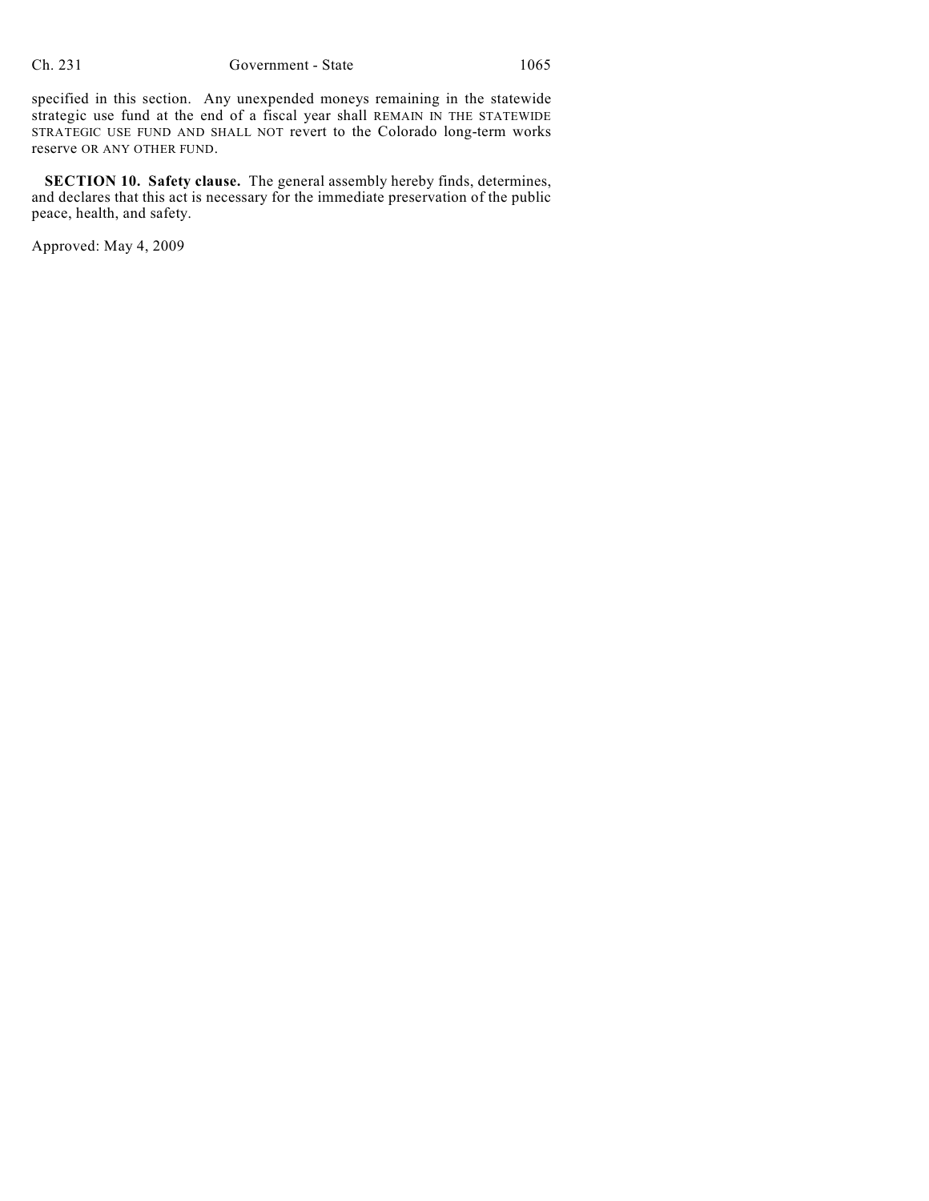specified in this section. Any unexpended moneys remaining in the statewide strategic use fund at the end of a fiscal year shall REMAIN IN THE STATEWIDE STRATEGIC USE FUND AND SHALL NOT revert to the Colorado long-term works reserve OR ANY OTHER FUND.

**SECTION 10. Safety clause.** The general assembly hereby finds, determines, and declares that this act is necessary for the immediate preservation of the public peace, health, and safety.

Approved: May 4, 2009